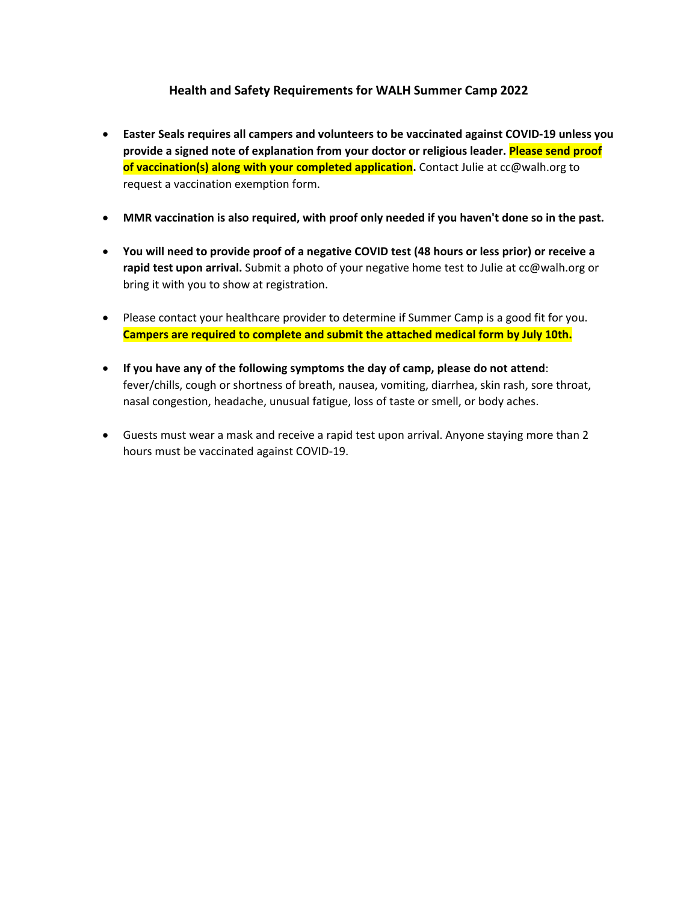### Health and Safety Requirements for WALH Summer Camp 2022

- **Easter Seals requires all campers and volunteers to be vaccinated against COVID-19 unless you provide a signed note of explanation from your doctor or religious leader. Please send proof of vaccination(s) along with your completed application.** Contact Julie at cc@walh.org to request a vaccination exemption form.

- **MMR vaccination is also required, with proof only needed if you haven't done so in the past.**

- **You will need to provide proof of a negative COVID test (48 hours or less prior) or receive a rapid test upon arrival.** Submit a photo of your negative home test to Julie at cc@walh.org or bring it with you to show at registration.

- Please contact your healthcare provider to determine if Summer Camp is a good fit for you. **Campers are required to complete and submit the attached medical form by July 10th.**

- **If you have any of the following symptoms the day of camp, please do not attend**: fever/chills, cough or shortness of breath, nausea, vomiting, diarrhea, skin rash, sore throat, nasal congestion, headache, unusual fatigue, loss of taste or smell, or body aches.

- Guests must wear a mask and receive a rapid test upon arrival. Anyone staying more than 2 hours must be vaccinated against COVID-19.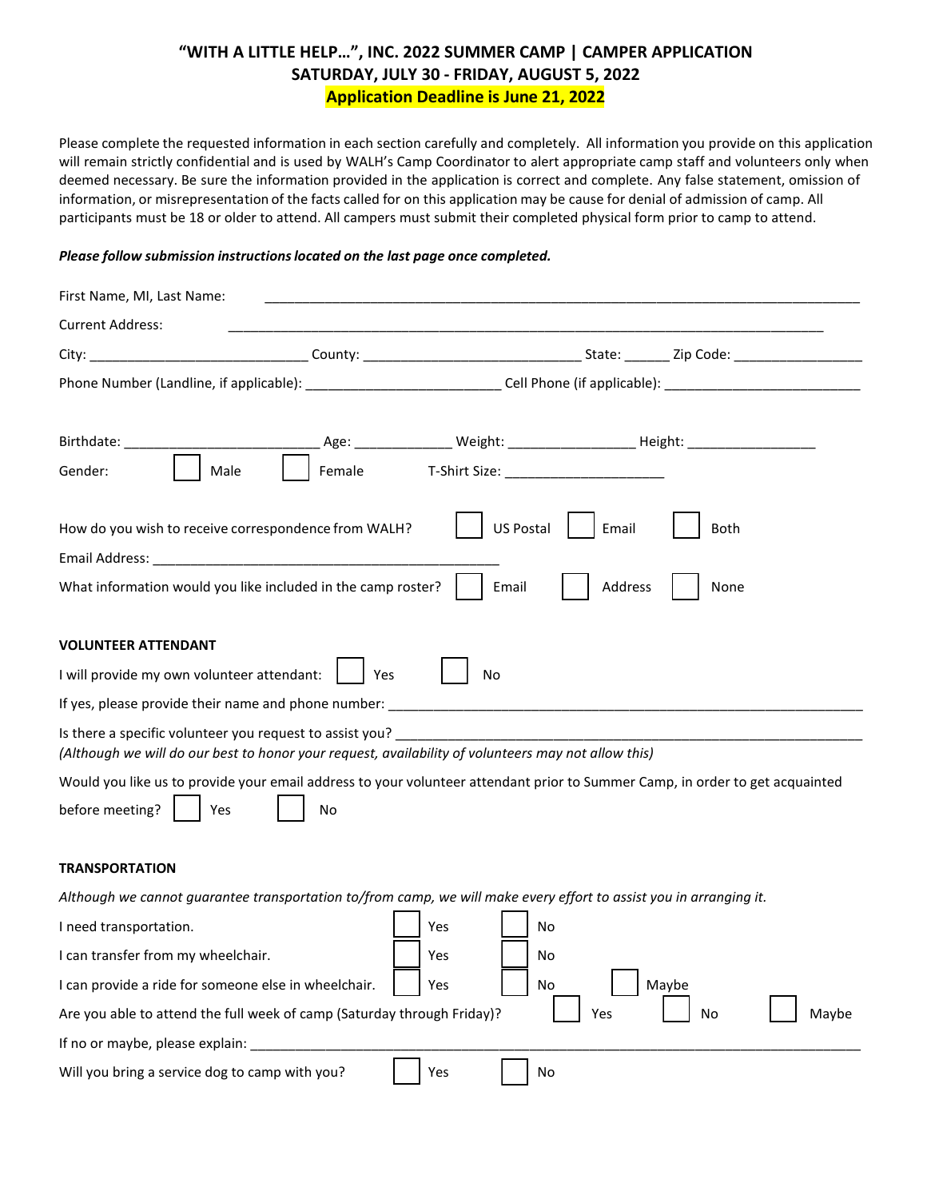# "WITH A LITTLE HELP…", INC. 2022 SUMMER CAMP | CAMPER APPLICATION
## SATURDAY, JULY 30 - FRIDAY, AUGUST 5, 2022
## Application Deadline is June 21, 2022

Please complete the requested information in each section carefully and completely. All information you provide on this application will remain strictly confidential and is used by WALH's Camp Coordinator to alert appropriate camp staff and volunteers only when deemed necessary. Be sure the information provided in the application is correct and complete. Any false statement, omission of information, or misrepresentation of the facts called for on this application may be cause for denial of admission of camp. All participants must be 18 or older to attend. All campers must submit their completed physical form prior to camp to attend.

***Please follow submission instructions located on the last page once completed.***

First Name, MI, Last Name: ______________________________________________________________

Current Address: ______________________________________________________________

City: ____________________________ County: ____________________________ State: ______ Zip Code: _________________

Phone Number (Landline, if applicable): _________________________ Cell Phone (if applicable): __________________________

Birthdate: _________________________ Age: _____________ Weight: ________________ Height: _________________

Gender: ☐ Male ☐ Female T-Shirt Size: ____________________

How do you wish to receive correspondence from WALH? ☐ US Postal ☐ Email ☐ Both

Email Address: ____________________________________________

What information would you like included in the camp roster? ☐ Email ☐ Address ☐ None

**VOLUNTEER ATTENDANT**

I will provide my own volunteer attendant: ☐ Yes ☐ No

If yes, please provide their name and phone number: ______________________________________________________________

Is there a specific volunteer you request to assist you? ______________________________________________________________
*(Although we will do our best to honor your request, availability of volunteers may not allow this)*

Would you like us to provide your email address to your volunteer attendant prior to Summer Camp, in order to get acquainted before meeting? ☐ Yes ☐ No

**TRANSPORTATION**

*Although we cannot guarantee transportation to/from camp, we will make every effort to assist you in arranging it.*

I need transportation. ☐ Yes ☐ No

I can transfer from my wheelchair. ☐ Yes ☐ No

I can provide a ride for someone else in wheelchair. ☐ Yes ☐ No ☐ Maybe

Are you able to attend the full week of camp (Saturday through Friday)? ☐ Yes ☐ No ☐ Maybe

If no or maybe, please explain: ______________________________________________________________

Will you bring a service dog to camp with you? ☐ Yes ☐ No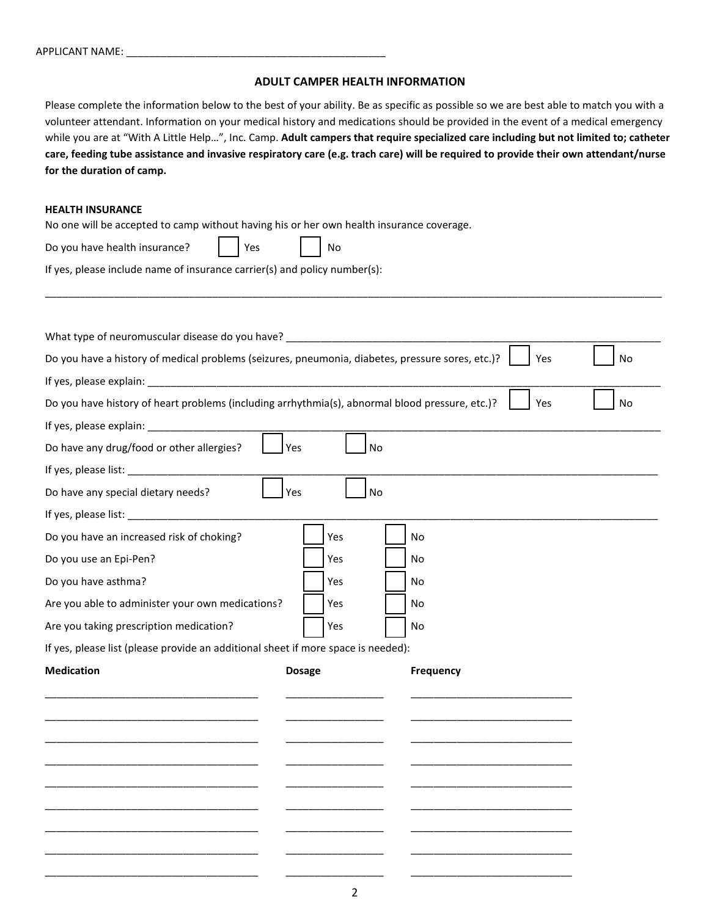APPLICANT NAME: ____________________________________________

## ADULT CAMPER HEALTH INFORMATION

Please complete the information below to the best of your ability. Be as specific as possible so we are best able to match you with a volunteer attendant. Information on your medical history and medications should be provided in the event of a medical emergency while you are at "With A Little Help…", Inc. Camp. **Adult campers that require specialized care including but not limited to; catheter care, feeding tube assistance and invasive respiratory care (e.g. trach care) will be required to provide their own attendant/nurse for the duration of camp.**

**HEALTH INSURANCE**

No one will be accepted to camp without having his or her own health insurance coverage.

Do you have health insurance? ☐ Yes ☐ No

If yes, please include name of insurance carrier(s) and policy number(s):

______________________________________________________________________________________________

What type of neuromuscular disease do you have? ____________________________________________

Do you have a history of medical problems (seizures, pneumonia, diabetes, pressure sores, etc.)? ☐ Yes ☐ No

If yes, please explain: ______________________________________________________________________

Do you have history of heart problems (including arrhythmia(s), abnormal blood pressure, etc.)? ☐ Yes ☐ No

If yes, please explain: ______________________________________________________________________

Do have any drug/food or other allergies? ☐ Yes ☐ No

If yes, please list: _________________________________________________________________________

Do have any special dietary needs? ☐ Yes ☐ No

If yes, please list: _________________________________________________________________________

Do you have an increased risk of choking? ☐ Yes ☐ No

Do you use an Epi-Pen? ☐ Yes ☐ No

Do you have asthma? ☐ Yes ☐ No

Are you able to administer your own medications? ☐ Yes ☐ No

Are you taking prescription medication? ☐ Yes ☐ No

If yes, please list (please provide an additional sheet if more space is needed):

| **Medication** | **Dosage** | **Frequency** |
|---|---|---|
| | | |
| | | |
| | | |
| | | |
| | | |
| | | |
| | | |
| | | |
| | | |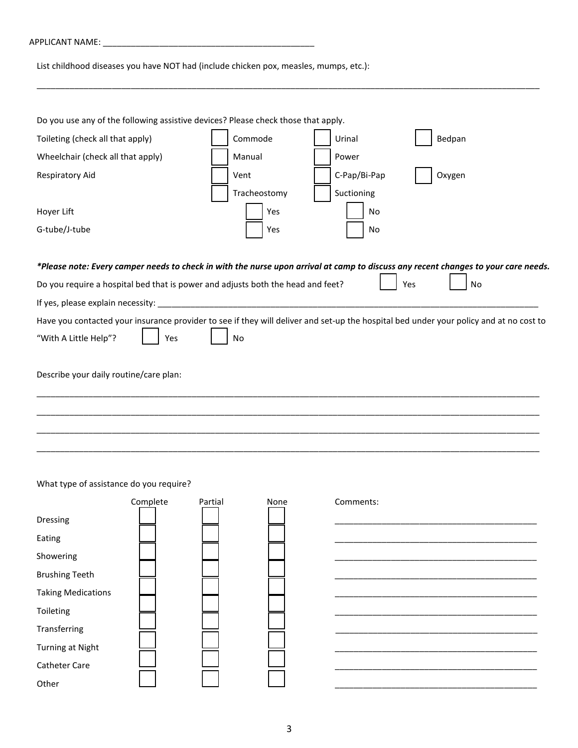APPLICANT NAME: ____________________________________________

List childhood diseases you have NOT had (include chicken pox, measles, mumps, etc.):

________________________________________________________________________________________________

Do you use any of the following assistive devices? Please check those that apply.

| | | | |
|---|---|---|---|
| Toileting (check all that apply) | ☐ Commode | ☐ Urinal | ☐ Bedpan |
| Wheelchair (check all that apply) | ☐ Manual | ☐ Power | |
| Respiratory Aid | ☐ Vent | ☐ C-Pap/Bi-Pap | ☐ Oxygen |
| | ☐ Tracheostomy | ☐ Suctioning | |
| Hoyer Lift | ☐ Yes | ☐ No | |
| G-tube/J-tube | ☐ Yes | ☐ No | |

***Please note: Every camper needs to check in with the nurse upon arrival at camp to discuss any recent changes to your care needs.***

Do you require a hospital bed that is power and adjusts both the head and feet? ☐ Yes ☐ No

If yes, please explain necessity: ________________________________________________________________

Have you contacted your insurance provider to see if they will deliver and set-up the hospital bed under your policy and at no cost to "With A Little Help"? ☐ Yes ☐ No

Describe your daily routine/care plan:

________________________________________________________________________________________________

________________________________________________________________________________________________

________________________________________________________________________________________________

________________________________________________________________________________________________

What type of assistance do you require?

| | Complete | Partial | None | Comments: |
|---|---|---|---|---|
| Dressing | ☐ | ☐ | ☐ | ________________________ |
| Eating | ☐ | ☐ | ☐ | ________________________ |
| Showering | ☐ | ☐ | ☐ | ________________________ |
| Brushing Teeth | ☐ | ☐ | ☐ | ________________________ |
| Taking Medications | ☐ | ☐ | ☐ | ________________________ |
| Toileting | ☐ | ☐ | ☐ | ________________________ |
| Transferring | ☐ | ☐ | ☐ | ________________________ |
| Turning at Night | ☐ | ☐ | ☐ | ________________________ |
| Catheter Care | ☐ | ☐ | ☐ | ________________________ |
| Other | ☐ | ☐ | ☐ | ________________________ |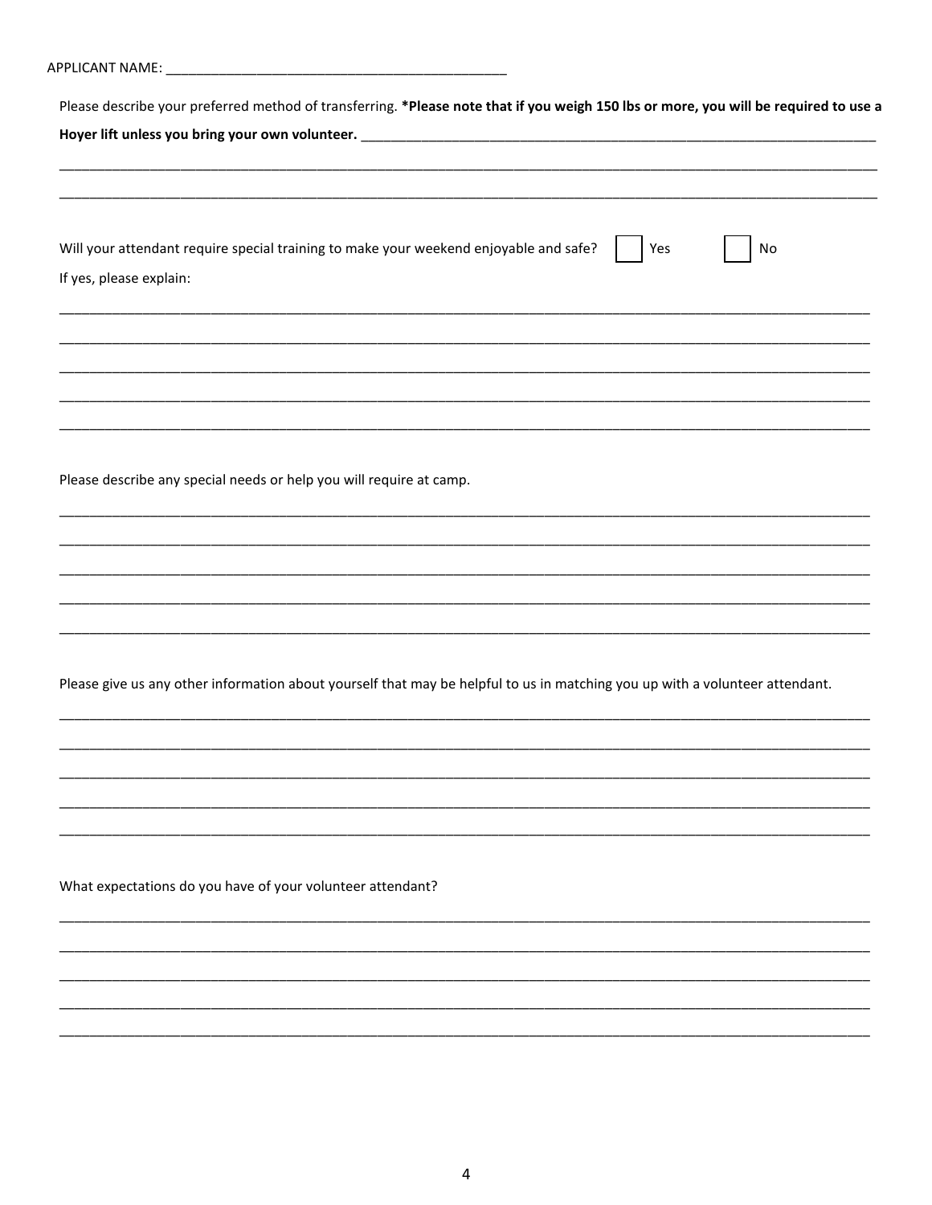APPLICANT NAME: ____________________________________________

Please describe your preferred method of transferring. **\*Please note that if you weigh 150 lbs or more, you will be required to use a Hoyer lift unless you bring your own volunteer.** ____________________________________________

____________________________________________

____________________________________________

Will your attendant require special training to make your weekend enjoyable and safe? ☐ Yes ☐ No

If yes, please explain:

____________________________________________

____________________________________________

____________________________________________

____________________________________________

____________________________________________

Please describe any special needs or help you will require at camp.

____________________________________________

____________________________________________

____________________________________________

____________________________________________

____________________________________________

Please give us any other information about yourself that may be helpful to us in matching you up with a volunteer attendant.

____________________________________________

____________________________________________

____________________________________________

____________________________________________

____________________________________________

What expectations do you have of your volunteer attendant?

____________________________________________

____________________________________________

____________________________________________

____________________________________________

____________________________________________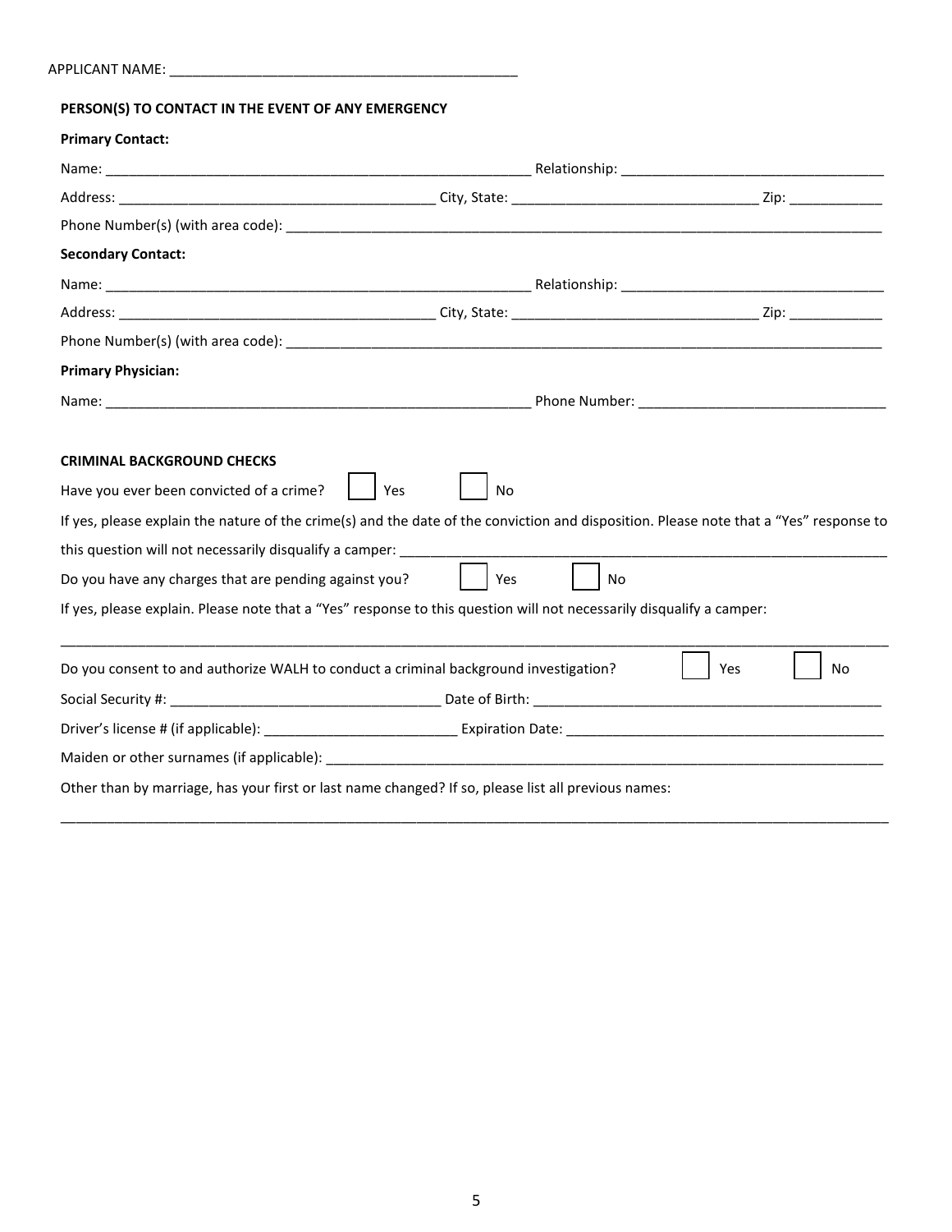APPLICANT NAME: ____________________________________________

**PERSON(S) TO CONTACT IN THE EVENT OF ANY EMERGENCY**

**Primary Contact:**

Name: ______________________________________________________ Relationship: _________________________________

Address: ________________________________________ City, State: ________________________________ Zip: ____________

Phone Number(s) (with area code): ____________________________________________________________________________

**Secondary Contact:**

Name: ______________________________________________________ Relationship: _________________________________

Address: ________________________________________ City, State: ________________________________ Zip: ____________

Phone Number(s) (with area code): ____________________________________________________________________________

**Primary Physician:**

Name: ______________________________________________________ Phone Number: _______________________________

**CRIMINAL BACKGROUND CHECKS**

Have you ever been convicted of a crime? ☐ Yes ☐ No

If yes, please explain the nature of the crime(s) and the date of the conviction and disposition. Please note that a "Yes" response to this question will not necessarily disqualify a camper: ____________________________________________________________

Do you have any charges that are pending against you? ☐ Yes ☐ No

If yes, please explain. Please note that a "Yes" response to this question will not necessarily disqualify a camper:

______________________________________________________________________________________________________________

Do you consent to and authorize WALH to conduct a criminal background investigation? ☐ Yes ☐ No

Social Security #: __________________________________ Date of Birth: ______________________________________________

Driver's license # (if applicable): _________________________ Expiration Date: _________________________________________

Maiden or other surnames (if applicable): _______________________________________________________________________

Other than by marriage, has your first or last name changed? If so, please list all previous names:

______________________________________________________________________________________________________________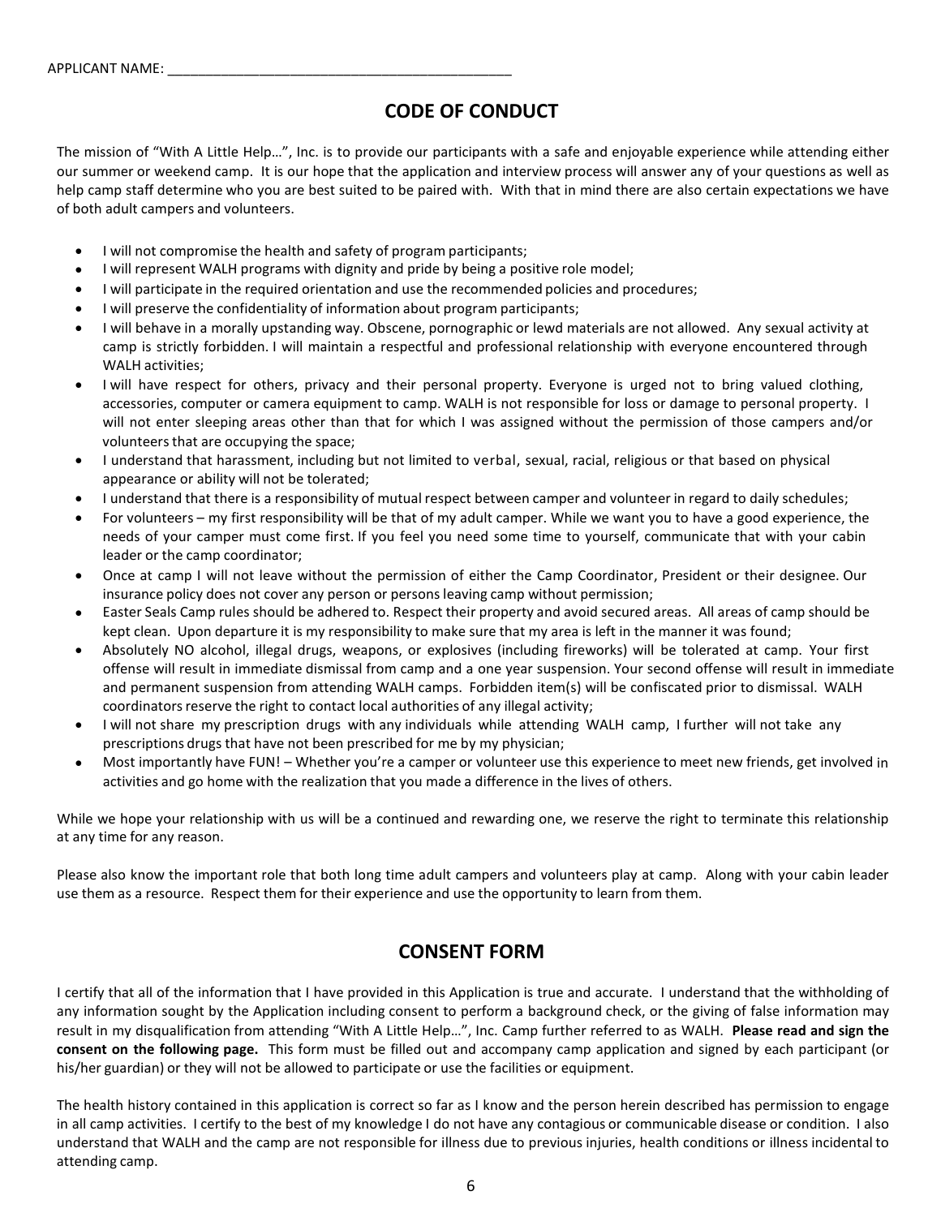APPLICANT NAME: ____________________________________________

## CODE OF CONDUCT

The mission of "With A Little Help…", Inc. is to provide our participants with a safe and enjoyable experience while attending either our summer or weekend camp. It is our hope that the application and interview process will answer any of your questions as well as help camp staff determine who you are best suited to be paired with. With that in mind there are also certain expectations we have of both adult campers and volunteers.

- I will not compromise the health and safety of program participants;
- I will represent WALH programs with dignity and pride by being a positive role model;
- I will participate in the required orientation and use the recommended policies and procedures;
- I will preserve the confidentiality of information about program participants;
- I will behave in a morally upstanding way. Obscene, pornographic or lewd materials are not allowed. Any sexual activity at camp is strictly forbidden. I will maintain a respectful and professional relationship with everyone encountered through WALH activities;
- I will have respect for others, privacy and their personal property. Everyone is urged not to bring valued clothing, accessories, computer or camera equipment to camp. WALH is not responsible for loss or damage to personal property. I will not enter sleeping areas other than that for which I was assigned without the permission of those campers and/or volunteers that are occupying the space;
- I understand that harassment, including but not limited to verbal, sexual, racial, religious or that based on physical appearance or ability will not be tolerated;
- I understand that there is a responsibility of mutual respect between camper and volunteer in regard to daily schedules;
- For volunteers – my first responsibility will be that of my adult camper. While we want you to have a good experience, the needs of your camper must come first. If you feel you need some time to yourself, communicate that with your cabin leader or the camp coordinator;
- Once at camp I will not leave without the permission of either the Camp Coordinator, President or their designee. Our insurance policy does not cover any person or persons leaving camp without permission;
- Easter Seals Camp rules should be adhered to. Respect their property and avoid secured areas. All areas of camp should be kept clean. Upon departure it is my responsibility to make sure that my area is left in the manner it was found;
- Absolutely NO alcohol, illegal drugs, weapons, or explosives (including fireworks) will be tolerated at camp. Your first offense will result in immediate dismissal from camp and a one year suspension. Your second offense will result in immediate and permanent suspension from attending WALH camps. Forbidden item(s) will be confiscated prior to dismissal. WALH coordinators reserve the right to contact local authorities of any illegal activity;
- I will not share my prescription drugs with any individuals while attending WALH camp, I further will not take any prescriptions drugs that have not been prescribed for me by my physician;
- Most importantly have FUN! – Whether you're a camper or volunteer use this experience to meet new friends, get involved in activities and go home with the realization that you made a difference in the lives of others.

While we hope your relationship with us will be a continued and rewarding one, we reserve the right to terminate this relationship at any time for any reason.

Please also know the important role that both long time adult campers and volunteers play at camp. Along with your cabin leader use them as a resource. Respect them for their experience and use the opportunity to learn from them.

## CONSENT FORM

I certify that all of the information that I have provided in this Application is true and accurate. I understand that the withholding of any information sought by the Application including consent to perform a background check, or the giving of false information may result in my disqualification from attending "With A Little Help…", Inc. Camp further referred to as WALH. **Please read and sign the consent on the following page.** This form must be filled out and accompany camp application and signed by each participant (or his/her guardian) or they will not be allowed to participate or use the facilities or equipment.

The health history contained in this application is correct so far as I know and the person herein described has permission to engage in all camp activities. I certify to the best of my knowledge I do not have any contagious or communicable disease or condition. I also understand that WALH and the camp are not responsible for illness due to previous injuries, health conditions or illness incidental to attending camp.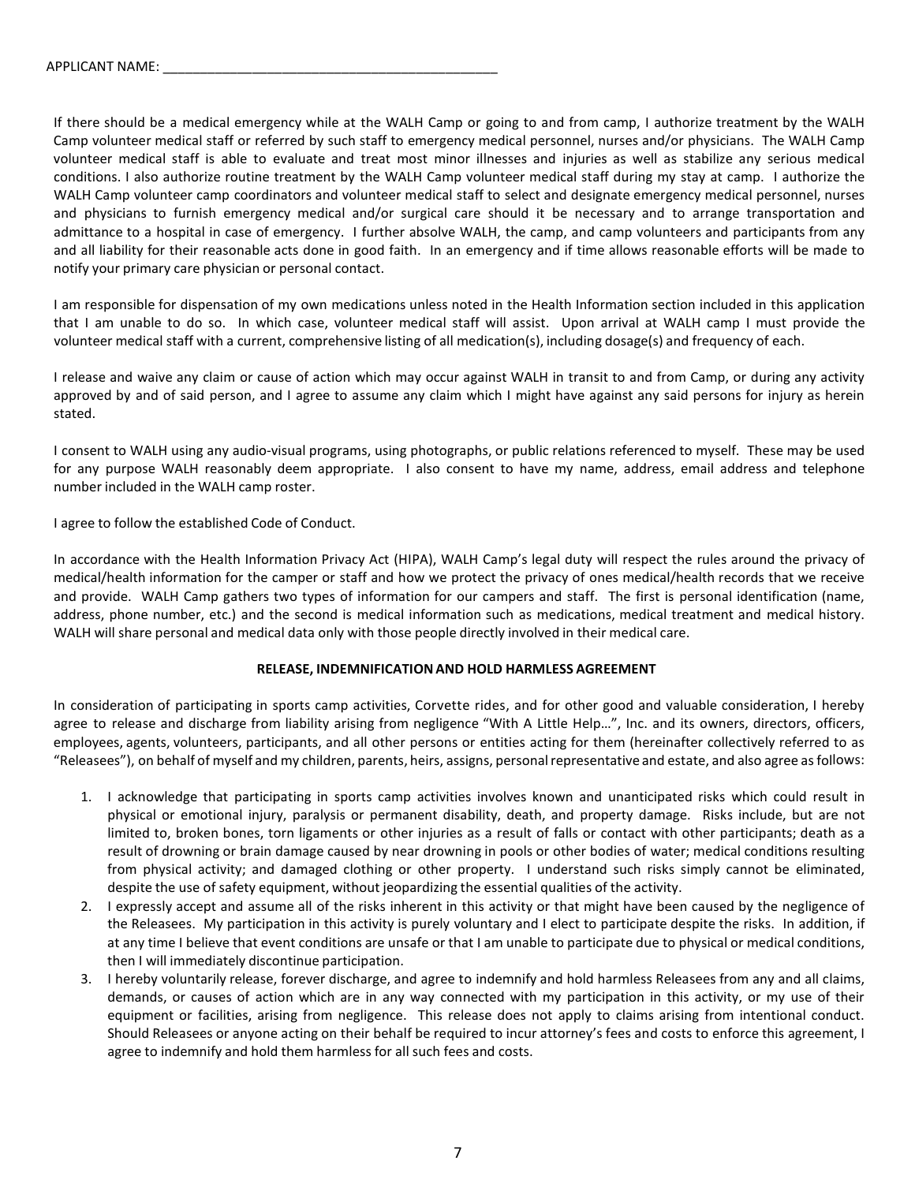APPLICANT NAME: _____________________________________________

If there should be a medical emergency while at the WALH Camp or going to and from camp, I authorize treatment by the WALH Camp volunteer medical staff or referred by such staff to emergency medical personnel, nurses and/or physicians. The WALH Camp volunteer medical staff is able to evaluate and treat most minor illnesses and injuries as well as stabilize any serious medical conditions. I also authorize routine treatment by the WALH Camp volunteer medical staff during my stay at camp. I authorize the WALH Camp volunteer camp coordinators and volunteer medical staff to select and designate emergency medical personnel, nurses and physicians to furnish emergency medical and/or surgical care should it be necessary and to arrange transportation and admittance to a hospital in case of emergency. I further absolve WALH, the camp, and camp volunteers and participants from any and all liability for their reasonable acts done in good faith. In an emergency and if time allows reasonable efforts will be made to notify your primary care physician or personal contact.

I am responsible for dispensation of my own medications unless noted in the Health Information section included in this application that I am unable to do so. In which case, volunteer medical staff will assist. Upon arrival at WALH camp I must provide the volunteer medical staff with a current, comprehensive listing of all medication(s), including dosage(s) and frequency of each.

I release and waive any claim or cause of action which may occur against WALH in transit to and from Camp, or during any activity approved by and of said person, and I agree to assume any claim which I might have against any said persons for injury as herein stated.

I consent to WALH using any audio-visual programs, using photographs, or public relations referenced to myself. These may be used for any purpose WALH reasonably deem appropriate. I also consent to have my name, address, email address and telephone number included in the WALH camp roster.

I agree to follow the established Code of Conduct.

In accordance with the Health Information Privacy Act (HIPA), WALH Camp's legal duty will respect the rules around the privacy of medical/health information for the camper or staff and how we protect the privacy of ones medical/health records that we receive and provide. WALH Camp gathers two types of information for our campers and staff. The first is personal identification (name, address, phone number, etc.) and the second is medical information such as medications, medical treatment and medical history. WALH will share personal and medical data only with those people directly involved in their medical care.

**RELEASE, INDEMNIFICATION AND HOLD HARMLESS AGREEMENT**

In consideration of participating in sports camp activities, Corvette rides, and for other good and valuable consideration, I hereby agree to release and discharge from liability arising from negligence "With A Little Help…", Inc. and its owners, directors, officers, employees, agents, volunteers, participants, and all other persons or entities acting for them (hereinafter collectively referred to as "Releasees"), on behalf of myself and my children, parents, heirs, assigns, personal representative and estate, and also agree as follows:

1. I acknowledge that participating in sports camp activities involves known and unanticipated risks which could result in physical or emotional injury, paralysis or permanent disability, death, and property damage. Risks include, but are not limited to, broken bones, torn ligaments or other injuries as a result of falls or contact with other participants; death as a result of drowning or brain damage caused by near drowning in pools or other bodies of water; medical conditions resulting from physical activity; and damaged clothing or other property. I understand such risks simply cannot be eliminated, despite the use of safety equipment, without jeopardizing the essential qualities of the activity.
2. I expressly accept and assume all of the risks inherent in this activity or that might have been caused by the negligence of the Releasees. My participation in this activity is purely voluntary and I elect to participate despite the risks. In addition, if at any time I believe that event conditions are unsafe or that I am unable to participate due to physical or medical conditions, then I will immediately discontinue participation.
3. I hereby voluntarily release, forever discharge, and agree to indemnify and hold harmless Releasees from any and all claims, demands, or causes of action which are in any way connected with my participation in this activity, or my use of their equipment or facilities, arising from negligence. This release does not apply to claims arising from intentional conduct. Should Releasees or anyone acting on their behalf be required to incur attorney's fees and costs to enforce this agreement, I agree to indemnify and hold them harmless for all such fees and costs.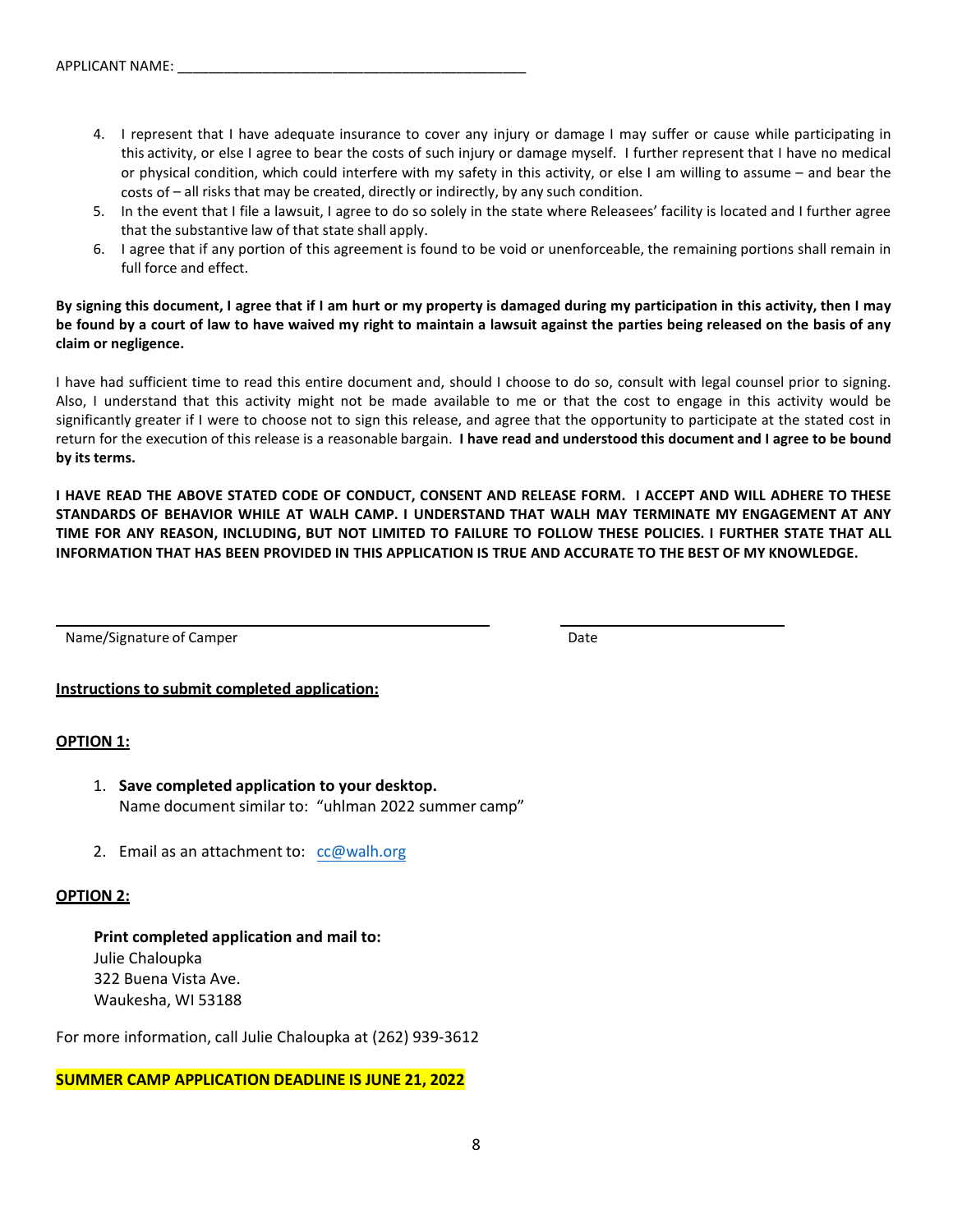APPLICANT NAME: _____________________________________________

4. I represent that I have adequate insurance to cover any injury or damage I may suffer or cause while participating in this activity, or else I agree to bear the costs of such injury or damage myself. I further represent that I have no medical or physical condition, which could interfere with my safety in this activity, or else I am willing to assume – and bear the costs of – all risks that may be created, directly or indirectly, by any such condition.
5. In the event that I file a lawsuit, I agree to do so solely in the state where Releasees' facility is located and I further agree that the substantive law of that state shall apply.
6. I agree that if any portion of this agreement is found to be void or unenforceable, the remaining portions shall remain in full force and effect.

**By signing this document, I agree that if I am hurt or my property is damaged during my participation in this activity, then I may be found by a court of law to have waived my right to maintain a lawsuit against the parties being released on the basis of any claim or negligence.**

I have had sufficient time to read this entire document and, should I choose to do so, consult with legal counsel prior to signing. Also, I understand that this activity might not be made available to me or that the cost to engage in this activity would be significantly greater if I were to choose not to sign this release, and agree that the opportunity to participate at the stated cost in return for the execution of this release is a reasonable bargain. **I have read and understood this document and I agree to be bound by its terms.**

**I HAVE READ THE ABOVE STATED CODE OF CONDUCT, CONSENT AND RELEASE FORM. I ACCEPT AND WILL ADHERE TO THESE STANDARDS OF BEHAVIOR WHILE AT WALH CAMP. I UNDERSTAND THAT WALH MAY TERMINATE MY ENGAGEMENT AT ANY TIME FOR ANY REASON, INCLUDING, BUT NOT LIMITED TO FAILURE TO FOLLOW THESE POLICIES. I FURTHER STATE THAT ALL INFORMATION THAT HAS BEEN PROVIDED IN THIS APPLICATION IS TRUE AND ACCURATE TO THE BEST OF MY KNOWLEDGE.**

_____________________________________________ _________________________

Name/Signature of Camper Date

**Instructions to submit completed application:**

**OPTION 1:**

1. **Save completed application to your desktop.**
   Name document similar to: "uhlman 2022 summer camp"

2. Email as an attachment to: cc@walh.org

**OPTION 2:**

**Print completed application and mail to:**
Julie Chaloupka
322 Buena Vista Ave.
Waukesha, WI 53188

For more information, call Julie Chaloupka at (262) 939-3612

**SUMMER CAMP APPLICATION DEADLINE IS JUNE 21, 2022**